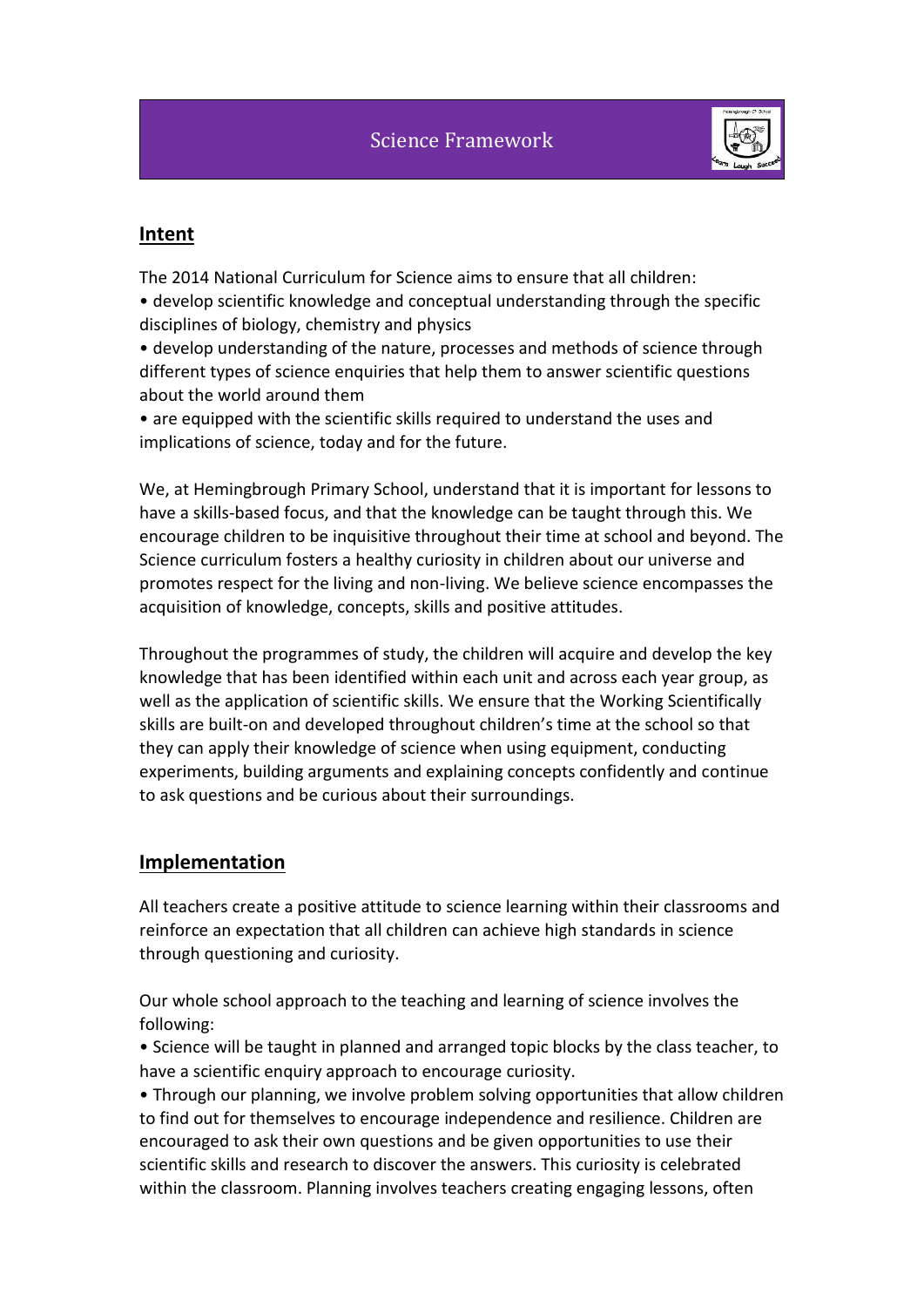# Science Framework

## Intent

The 2014 National Curriculum for Science aims to ensure that all children:

- develop scientific knowledge and conceptual understanding through the specific disciplines of biology, chemistry and physics
- develop understanding of the nature, processes and methods of science through different types of science enquiries that help them to answer scientific questions about the world around them
- are equipped with the scientific skills required to understand the uses and implications of science, today and for the future.

We, at Hemingbrough Primary School, understand that it is important for lessons to have a skills-based focus, and that the knowledge can be taught through this. We encourage children to be inquisitive throughout their time at school and beyond. The Science curriculum fosters a healthy curiosity in children about our universe and promotes respect for the living and non-living. We believe science encompasses the acquisition of knowledge, concepts, skills and positive attitudes.

Throughout the programmes of study, the children will acquire and develop the key knowledge that has been identified within each unit and across each year group, as well as the application of scientific skills. We ensure that the Working Scientifically skills are built-on and developed throughout children's time at the school so that they can apply their knowledge of science when using equipment, conducting experiments, building arguments and explaining concepts confidently and continue to ask questions and be curious about their surroundings.

## Implementation

All teachers create a positive attitude to science learning within their classrooms and reinforce an expectation that all children can achieve high standards in science through questioning and curiosity.

Our whole school approach to the teaching and learning of science involves the following:

- Science will be taught in planned and arranged topic blocks by the class teacher, to have a scientific enquiry approach to encourage curiosity.
- Through our planning, we involve problem solving opportunities that allow children to find out for themselves to encourage independence and resilience. Children are encouraged to ask their own questions and be given opportunities to use their scientific skills and research to discover the answers. This curiosity is celebrated within the classroom. Planning involves teachers creating engaging lessons, often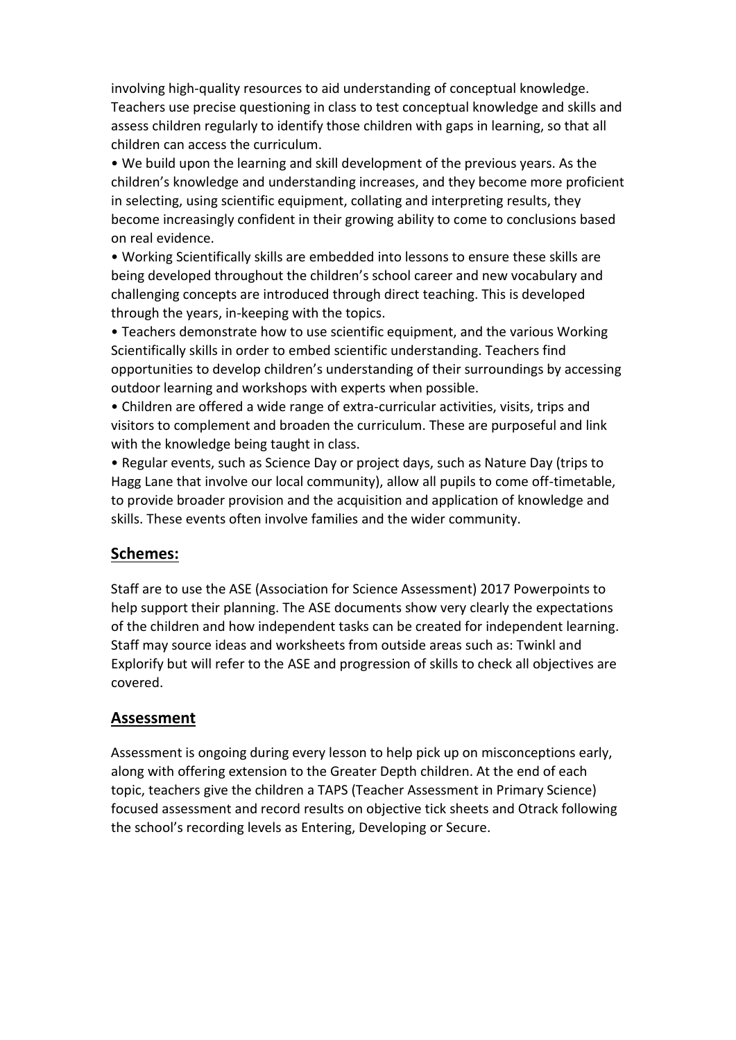involving high-quality resources to aid understanding of conceptual knowledge. Teachers use precise questioning in class to test conceptual knowledge and skills and assess children regularly to identify those children with gaps in learning, so that all children can access the curriculum.

- We build upon the learning and skill development of the previous years. As the children's knowledge and understanding increases, and they become more proficient in selecting, using scientific equipment, collating and interpreting results, they become increasingly confident in their growing ability to come to conclusions based on real evidence.
- Working Scientifically skills are embedded into lessons to ensure these skills are being developed throughout the children's school career and new vocabulary and challenging concepts are introduced through direct teaching. This is developed through the years, in-keeping with the topics.
- Teachers demonstrate how to use scientific equipment, and the various Working Scientifically skills in order to embed scientific understanding. Teachers find opportunities to develop children's understanding of their surroundings by accessing outdoor learning and workshops with experts when possible.
- Children are offered a wide range of extra-curricular activities, visits, trips and visitors to complement and broaden the curriculum. These are purposeful and link with the knowledge being taught in class.
- Regular events, such as Science Day or project days, such as Nature Day (trips to Hagg Lane that involve our local community), allow all pupils to come off-timetable, to provide broader provision and the acquisition and application of knowledge and skills. These events often involve families and the wider community.

## Schemes:

Staff are to use the ASE (Association for Science Assessment) 2017 Powerpoints to help support their planning. The ASE documents show very clearly the expectations of the children and how independent tasks can be created for independent learning. Staff may source ideas and worksheets from outside areas such as: Twinkl and Explorify but will refer to the ASE and progression of skills to check all objectives are covered.

## Assessment

Assessment is ongoing during every lesson to help pick up on misconceptions early, along with offering extension to the Greater Depth children. At the end of each topic, teachers give the children a TAPS (Teacher Assessment in Primary Science) focused assessment and record results on objective tick sheets and Otrack following the school's recording levels as Entering, Developing or Secure.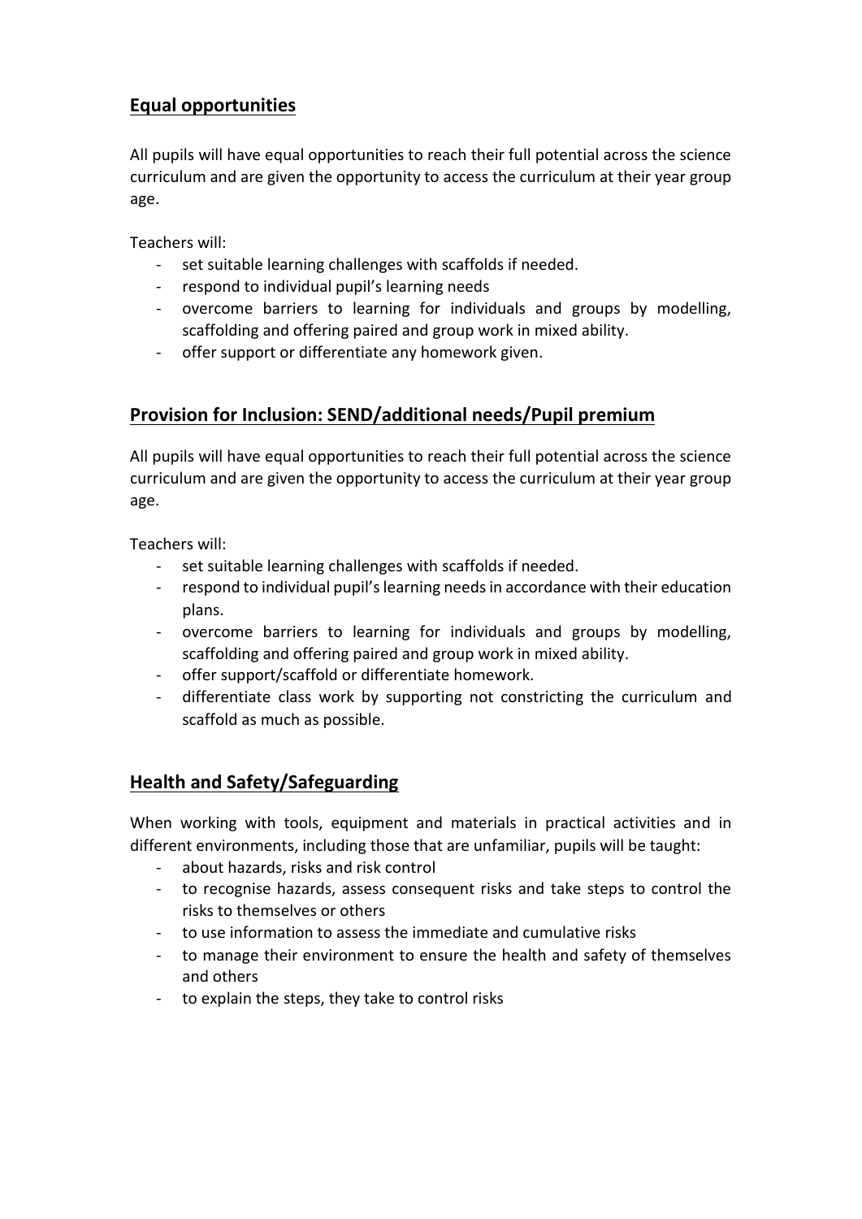## Equal opportunities

All pupils will have equal opportunities to reach their full potential across the science curriculum and are given the opportunity to access the curriculum at their year group age.

Teachers will:

- set suitable learning challenges with scaffolds if needed.
- respond to individual pupil's learning needs
- overcome barriers to learning for individuals and groups by modelling, scaffolding and offering paired and group work in mixed ability.
- offer support or differentiate any homework given.

## Provision for Inclusion: SEND/additional needs/Pupil premium

All pupils will have equal opportunities to reach their full potential across the science curriculum and are given the opportunity to access the curriculum at their year group age.

Teachers will:

- set suitable learning challenges with scaffolds if needed.
- respond to individual pupil's learning needs in accordance with their education plans.
- overcome barriers to learning for individuals and groups by modelling, scaffolding and offering paired and group work in mixed ability.
- offer support/scaffold or differentiate homework.
- differentiate class work by supporting not constricting the curriculum and scaffold as much as possible.

## Health and Safety/Safeguarding

When working with tools, equipment and materials in practical activities and in different environments, including those that are unfamiliar, pupils will be taught:

- about hazards, risks and risk control
- to recognise hazards, assess consequent risks and take steps to control the risks to themselves or others
- to use information to assess the immediate and cumulative risks
- to manage their environment to ensure the health and safety of themselves and others
- to explain the steps, they take to control risks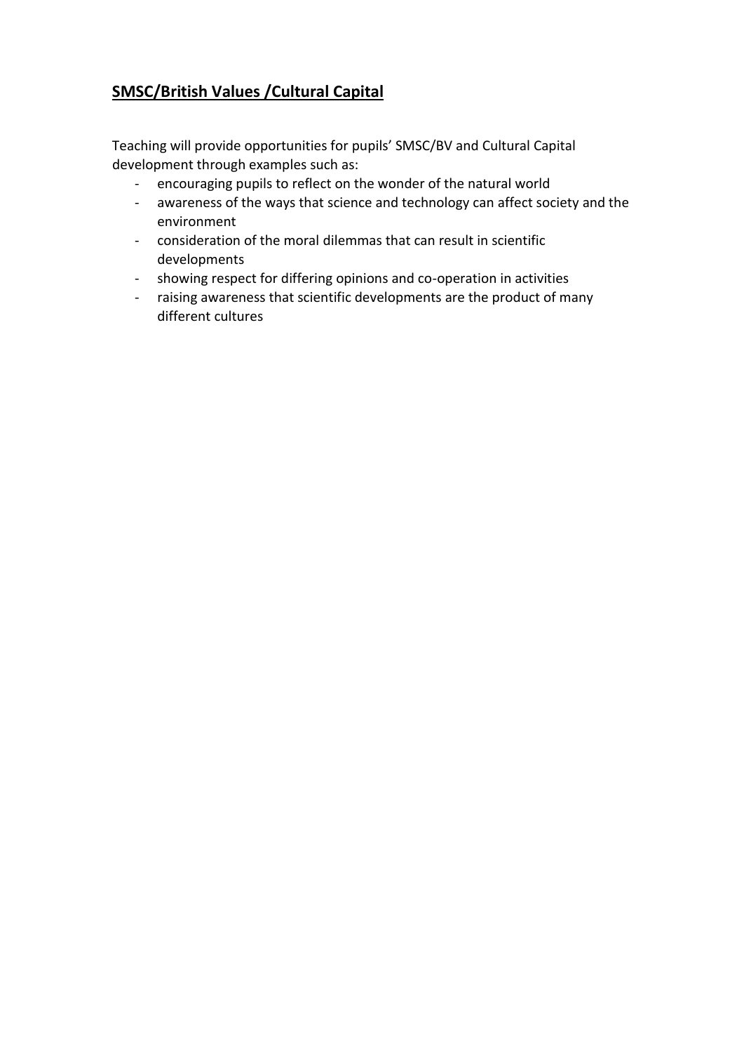## **SMSC/British Values /Cultural Capital**

Teaching will provide opportunities for pupils' SMSC/BV and Cultural Capital development through examples such as:

- encouraging pupils to reflect on the wonder of the natural world
- awareness of the ways that science and technology can affect society and the environment
- consideration of the moral dilemmas that can result in scientific developments
- showing respect for differing opinions and co-operation in activities
- raising awareness that scientific developments are the product of many different cultures